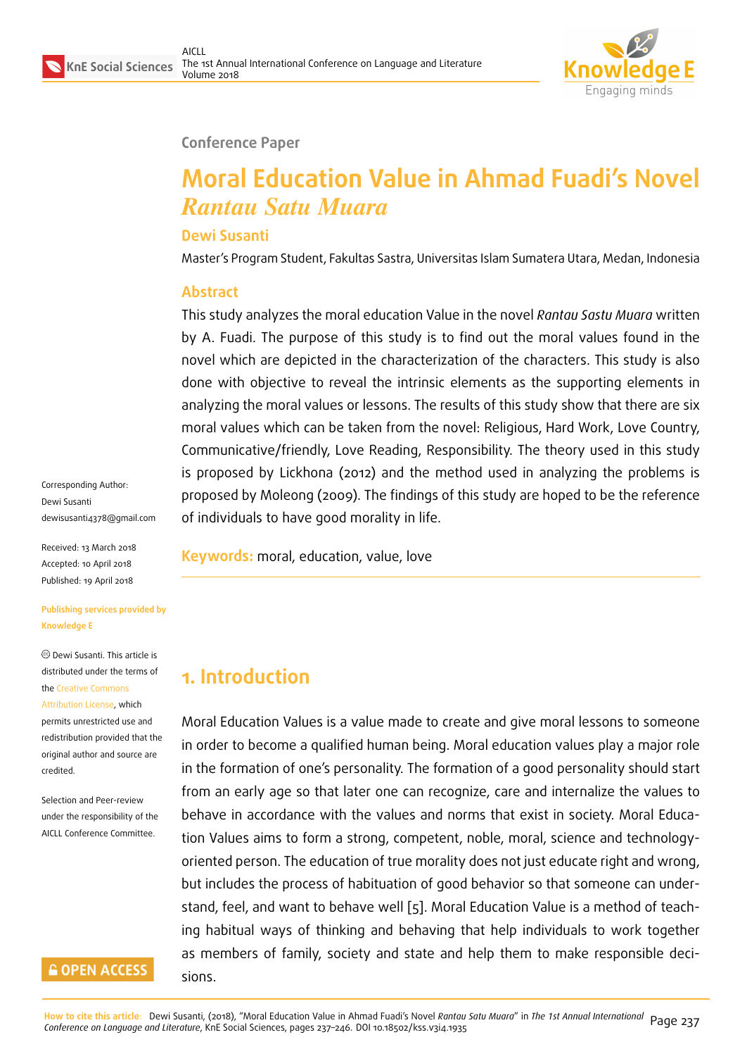Conference Paper

# Moral Education Value in Ahmad Fuadi's Novel *Rantau Satu Muara*

**Dewi Susanti**

Master's Program Student, Fakultas Sastra, Universitas Islam Sumatera Utara, Medan, Indonesia

## Abstract

This study analyzes the moral education Value in the novel *Rantau Sastu Muara* written by A. Fuadi. The purpose of this study is to find out the moral values found in the novel which are depicted in the characterization of the characters. This study is also done with objective to reveal the intrinsic elements as the supporting elements in analyzing the moral values or lessons. The results of this study show that there are six moral values which can be taken from the novel: Religious, Hard Work, Love Country, Communicative/friendly, Love Reading, Responsibility. The theory used in this study is proposed by Lickhona (2012) and the method used in analyzing the problems is proposed by Moleong (2009). The findings of this study are hoped to be the reference of individuals to have good morality in life.

**Keywords:** moral, education, value, love

Corresponding Author: Dewi Susanti dewisusanti4378@gmail.com

Received: 13 March 2018
Accepted: 10 April 2018
Published: 19 April 2018

Publishing services provided by Knowledge E

© Dewi Susanti. This article is distributed under the terms of the Creative Commons Attribution License, which permits unrestricted use and redistribution provided that the original author and source are credited.

Selection and Peer-review under the responsibility of the AICLL Conference Committee.

## 1. Introduction

Moral Education Values is a value made to create and give moral lessons to someone in order to become a qualified human being. Moral education values play a major role in the formation of one's personality. The formation of a good personality should start from an early age so that later one can recognize, care and internalize the values to behave in accordance with the values and norms that exist in society. Moral Education Values aims to form a strong, competent, noble, moral, science and technology-oriented person. The education of true morality does not just educate right and wrong, but includes the process of habituation of good behavior so that someone can understand, feel, and want to behave well [5]. Moral Education Value is a method of teaching habitual ways of thinking and behaving that help individuals to work together as members of family, society and state and help them to make responsible decisions.

How to cite this article: Dewi Susanti, (2018), "Moral Education Value in Ahmad Fuadi's Novel *Rantau Satu Muara*" in *The 1st Annual International Conference on Language and Literature*, KnE Social Sciences, pages 237–246. DOI 10.18502/kss.v3i4.1935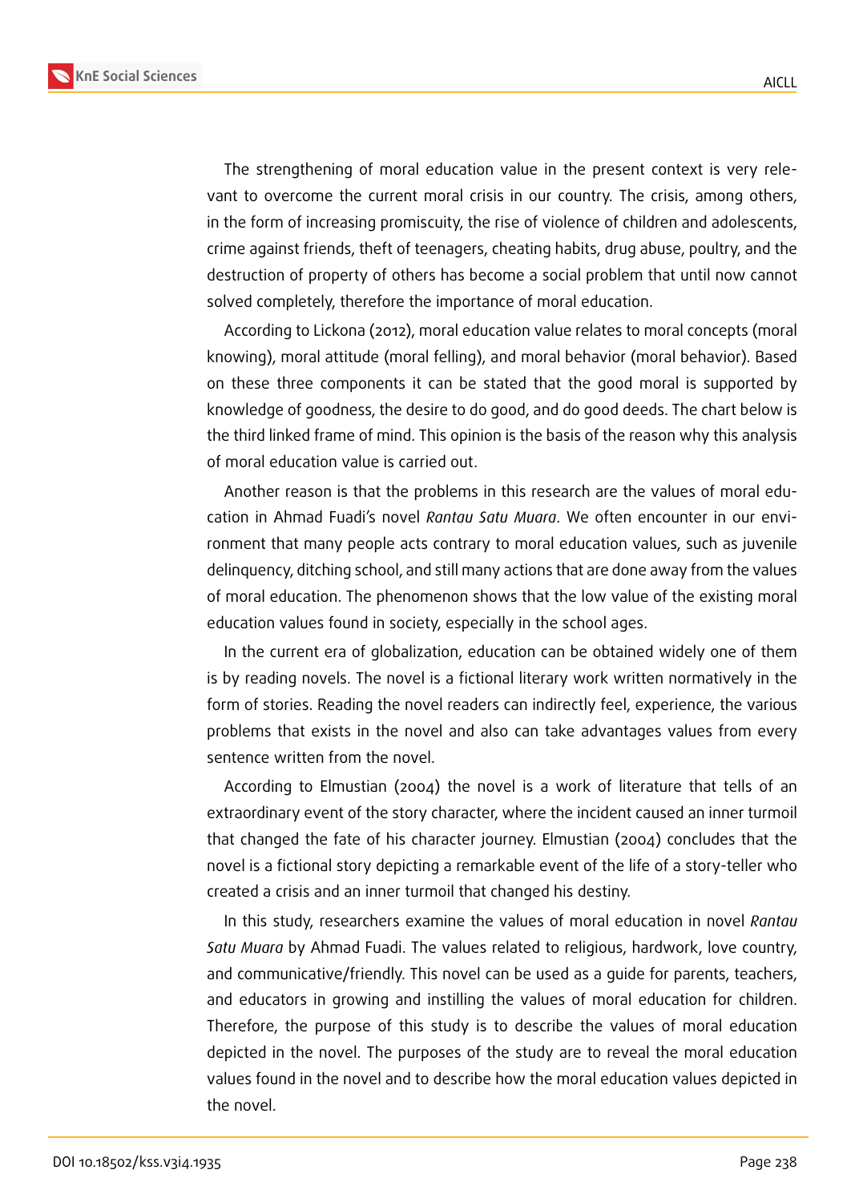The strengthening of moral education value in the present context is very relevant to overcome the current moral crisis in our country. The crisis, among others, in the form of increasing promiscuity, the rise of violence of children and adolescents, crime against friends, theft of teenagers, cheating habits, drug abuse, poultry, and the destruction of property of others has become a social problem that until now cannot solved completely, therefore the importance of moral education.

According to Lickona (2012), moral education value relates to moral concepts (moral knowing), moral attitude (moral felling), and moral behavior (moral behavior). Based on these three components it can be stated that the good moral is supported by knowledge of goodness, the desire to do good, and do good deeds. The chart below is the third linked frame of mind. This opinion is the basis of the reason why this analysis of moral education value is carried out.

Another reason is that the problems in this research are the values of moral education in Ahmad Fuadi's novel *Rantau Satu Muara*. We often encounter in our environment that many people acts contrary to moral education values, such as juvenile delinquency, ditching school, and still many actions that are done away from the values of moral education. The phenomenon shows that the low value of the existing moral education values found in society, especially in the school ages.

In the current era of globalization, education can be obtained widely one of them is by reading novels. The novel is a fictional literary work written normatively in the form of stories. Reading the novel readers can indirectly feel, experience, the various problems that exists in the novel and also can take advantages values from every sentence written from the novel.

According to Elmustian (2004) the novel is a work of literature that tells of an extraordinary event of the story character, where the incident caused an inner turmoil that changed the fate of his character journey. Elmustian (2004) concludes that the novel is a fictional story depicting a remarkable event of the life of a story-teller who created a crisis and an inner turmoil that changed his destiny.

In this study, researchers examine the values of moral education in novel *Rantau Satu Muara* by Ahmad Fuadi. The values related to religious, hardwork, love country, and communicative/friendly. This novel can be used as a guide for parents, teachers, and educators in growing and instilling the values of moral education for children. Therefore, the purpose of this study is to describe the values of moral education depicted in the novel. The purposes of the study are to reveal the moral education values found in the novel and to describe how the moral education values depicted in the novel.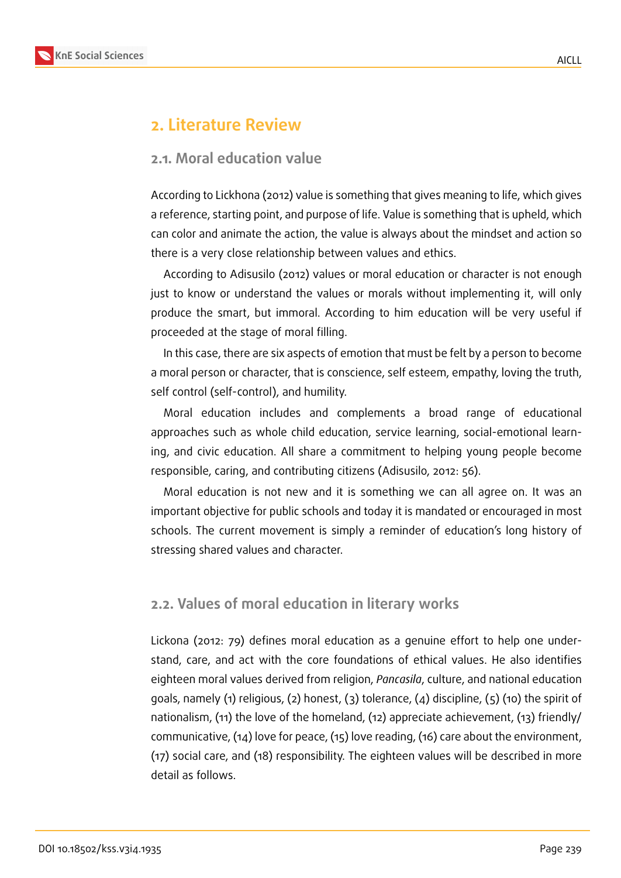## 2. Literature Review

### 2.1. Moral education value

According to Lickhona (2012) value is something that gives meaning to life, which gives a reference, starting point, and purpose of life. Value is something that is upheld, which can color and animate the action, the value is always about the mindset and action so there is a very close relationship between values and ethics.

According to Adisusilo (2012) values or moral education or character is not enough just to know or understand the values or morals without implementing it, will only produce the smart, but immoral. According to him education will be very useful if proceeded at the stage of moral filling.

In this case, there are six aspects of emotion that must be felt by a person to become a moral person or character, that is conscience, self esteem, empathy, loving the truth, self control (self-control), and humility.

Moral education includes and complements a broad range of educational approaches such as whole child education, service learning, social-emotional learning, and civic education. All share a commitment to helping young people become responsible, caring, and contributing citizens (Adisusilo, 2012: 56).

Moral education is not new and it is something we can all agree on. It was an important objective for public schools and today it is mandated or encouraged in most schools. The current movement is simply a reminder of education's long history of stressing shared values and character.

### 2.2. Values of moral education in literary works

Lickona (2012: 79) defines moral education as a genuine effort to help one understand, care, and act with the core foundations of ethical values. He also identifies eighteen moral values derived from religion, *Pancasila*, culture, and national education goals, namely (1) religious, (2) honest, (3) tolerance, (4) discipline, (5) (10) the spirit of nationalism, (11) the love of the homeland, (12) appreciate achievement, (13) friendly/communicative, (14) love for peace, (15) love reading, (16) care about the environment, (17) social care, and (18) responsibility. The eighteen values will be described in more detail as follows.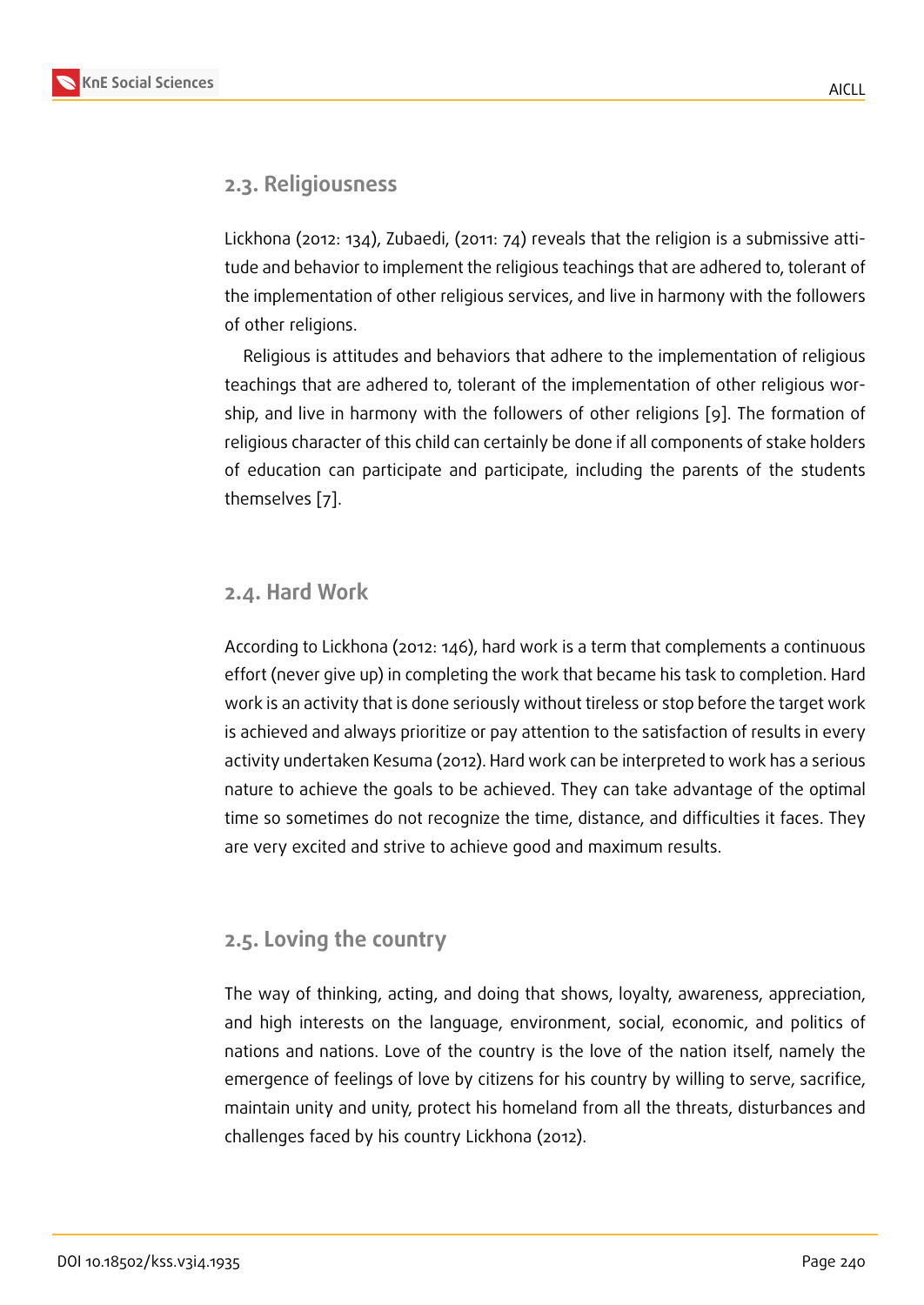## 2.3. Religiousness

Lickhona (2012: 134), Zubaedi, (2011: 74) reveals that the religion is a submissive attitude and behavior to implement the religious teachings that are adhered to, tolerant of the implementation of other religious services, and live in harmony with the followers of other religions.

Religious is attitudes and behaviors that adhere to the implementation of religious teachings that are adhered to, tolerant of the implementation of other religious worship, and live in harmony with the followers of other religions [9]. The formation of religious character of this child can certainly be done if all components of stake holders of education can participate and participate, including the parents of the students themselves [7].

## 2.4. Hard Work

According to Lickhona (2012: 146), hard work is a term that complements a continuous effort (never give up) in completing the work that became his task to completion. Hard work is an activity that is done seriously without tireless or stop before the target work is achieved and always prioritize or pay attention to the satisfaction of results in every activity undertaken Kesuma (2012). Hard work can be interpreted to work has a serious nature to achieve the goals to be achieved. They can take advantage of the optimal time so sometimes do not recognize the time, distance, and difficulties it faces. They are very excited and strive to achieve good and maximum results.

## 2.5. Loving the country

The way of thinking, acting, and doing that shows, loyalty, awareness, appreciation, and high interests on the language, environment, social, economic, and politics of nations and nations. Love of the country is the love of the nation itself, namely the emergence of feelings of love by citizens for his country by willing to serve, sacrifice, maintain unity and unity, protect his homeland from all the threats, disturbances and challenges faced by his country Lickhona (2012).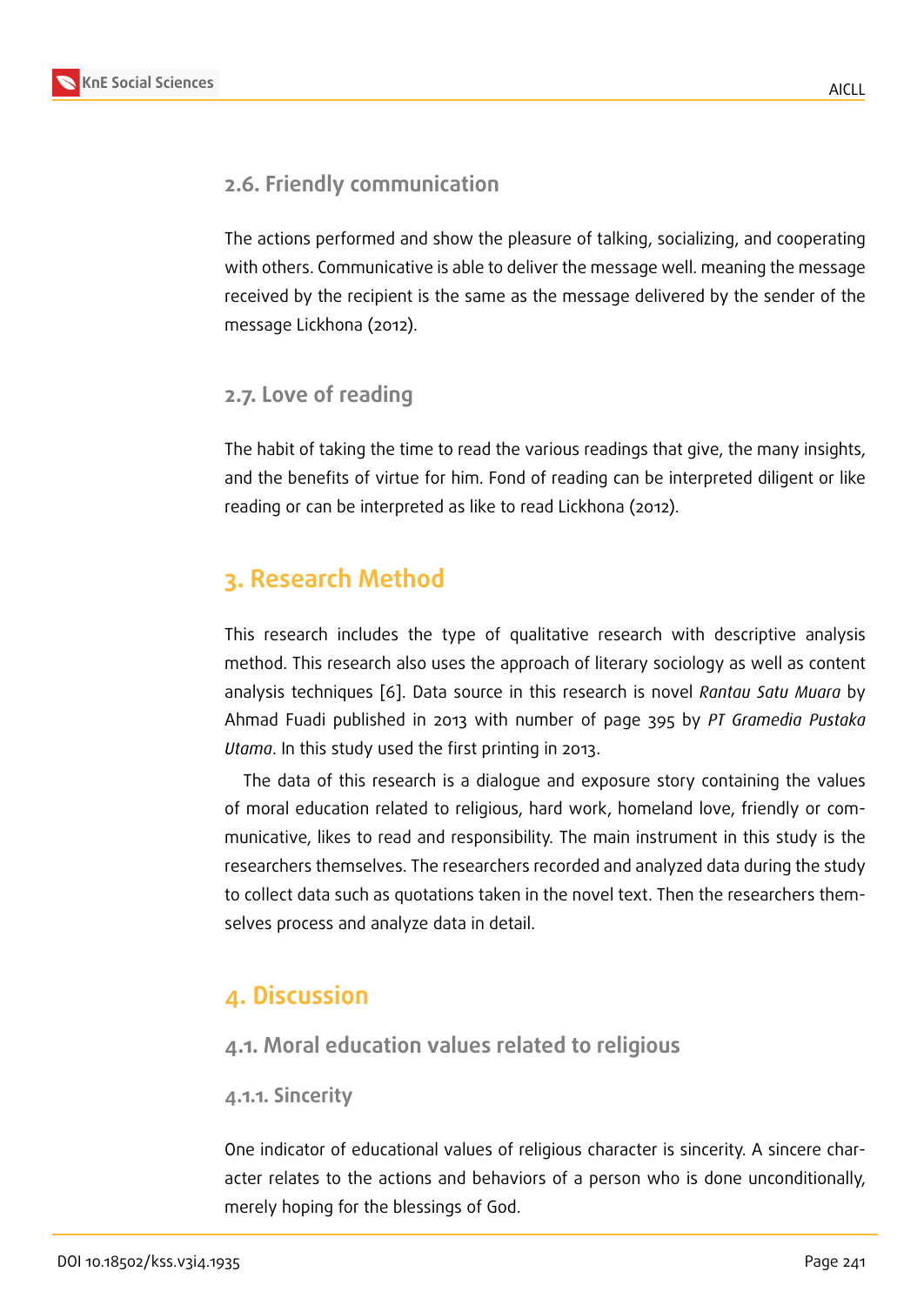### 2.6. Friendly communication

The actions performed and show the pleasure of talking, socializing, and cooperating with others. Communicative is able to deliver the message well. meaning the message received by the recipient is the same as the message delivered by the sender of the message Lickhona (2012).

### 2.7. Love of reading

The habit of taking the time to read the various readings that give, the many insights, and the benefits of virtue for him. Fond of reading can be interpreted diligent or like reading or can be interpreted as like to read Lickhona (2012).

## 3. Research Method

This research includes the type of qualitative research with descriptive analysis method. This research also uses the approach of literary sociology as well as content analysis techniques [6]. Data source in this research is novel *Rantau Satu Muara* by Ahmad Fuadi published in 2013 with number of page 395 by *PT Gramedia Pustaka Utama*. In this study used the first printing in 2013.

The data of this research is a dialogue and exposure story containing the values of moral education related to religious, hard work, homeland love, friendly or communicative, likes to read and responsibility. The main instrument in this study is the researchers themselves. The researchers recorded and analyzed data during the study to collect data such as quotations taken in the novel text. Then the researchers themselves process and analyze data in detail.

## 4. Discussion

### 4.1. Moral education values related to religious

#### 4.1.1. Sincerity

One indicator of educational values of religious character is sincerity. A sincere character relates to the actions and behaviors of a person who is done unconditionally, merely hoping for the blessings of God.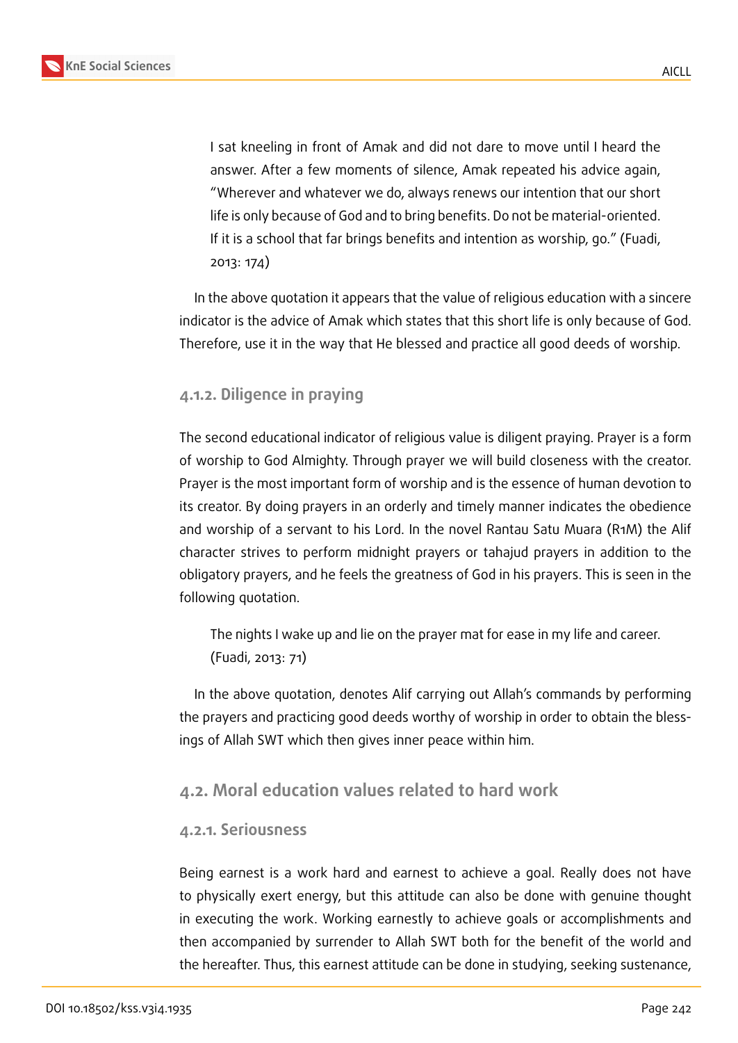> I sat kneeling in front of Amak and did not dare to move until I heard the answer. After a few moments of silence, Amak repeated his advice again, "Wherever and whatever we do, always renews our intention that our short life is only because of God and to bring benefits. Do not be material-oriented. If it is a school that far brings benefits and intention as worship, go." (Fuadi, 2013: 174)

In the above quotation it appears that the value of religious education with a sincere indicator is the advice of Amak which states that this short life is only because of God. Therefore, use it in the way that He blessed and practice all good deeds of worship.

#### 4.1.2. Diligence in praying

The second educational indicator of religious value is diligent praying. Prayer is a form of worship to God Almighty. Through prayer we will build closeness with the creator. Prayer is the most important form of worship and is the essence of human devotion to its creator. By doing prayers in an orderly and timely manner indicates the obedience and worship of a servant to his Lord. In the novel Rantau Satu Muara (R1M) the Alif character strives to perform midnight prayers or tahajud prayers in addition to the obligatory prayers, and he feels the greatness of God in his prayers. This is seen in the following quotation.

> The nights I wake up and lie on the prayer mat for ease in my life and career. (Fuadi, 2013: 71)

In the above quotation, denotes Alif carrying out Allah's commands by performing the prayers and practicing good deeds worthy of worship in order to obtain the blessings of Allah SWT which then gives inner peace within him.

### 4.2. Moral education values related to hard work

#### 4.2.1. Seriousness

Being earnest is a work hard and earnest to achieve a goal. Really does not have to physically exert energy, but this attitude can also be done with genuine thought in executing the work. Working earnestly to achieve goals or accomplishments and then accompanied by surrender to Allah SWT both for the benefit of the world and the hereafter. Thus, this earnest attitude can be done in studying, seeking sustenance,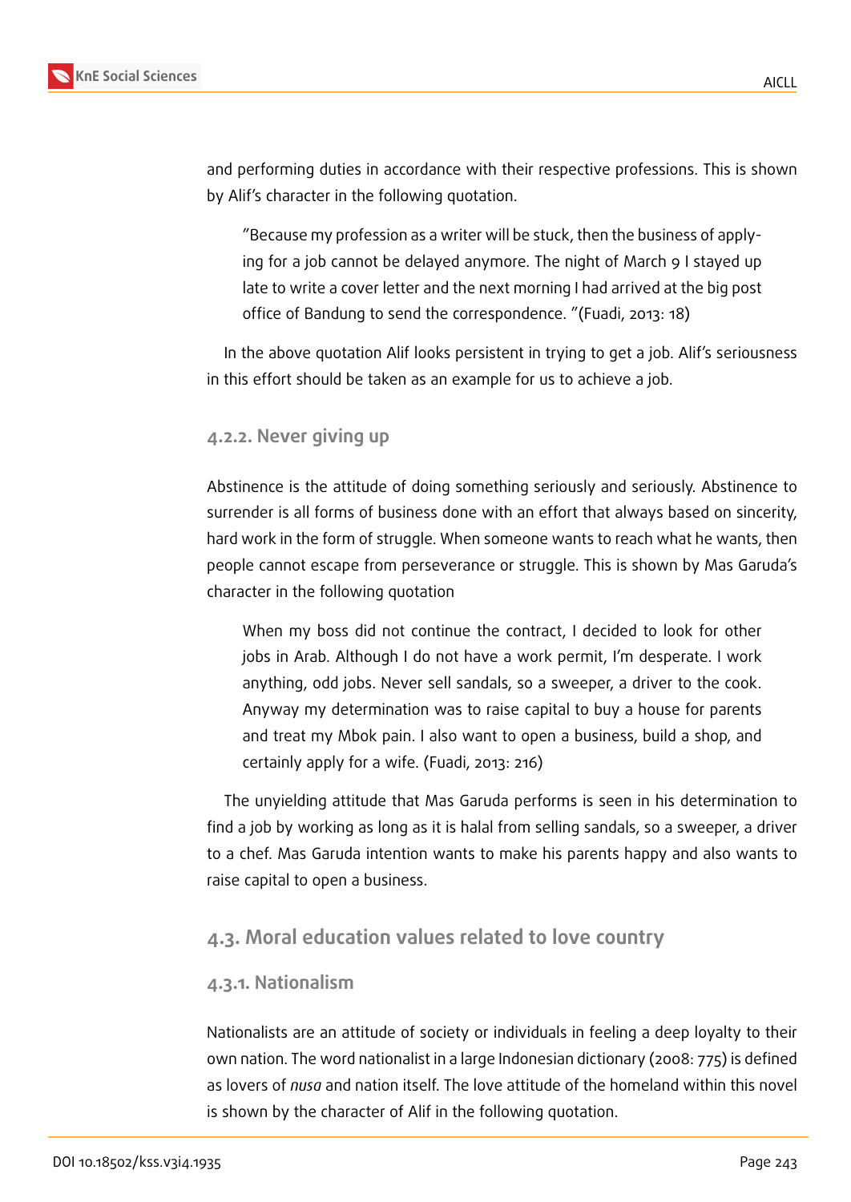and performing duties in accordance with their respective professions. This is shown by Alif's character in the following quotation.

> "Because my profession as a writer will be stuck, then the business of applying for a job cannot be delayed anymore. The night of March 9 I stayed up late to write a cover letter and the next morning I had arrived at the big post office of Bandung to send the correspondence. "(Fuadi, 2013: 18)

In the above quotation Alif looks persistent in trying to get a job. Alif's seriousness in this effort should be taken as an example for us to achieve a job.

#### 4.2.2. Never giving up

Abstinence is the attitude of doing something seriously and seriously. Abstinence to surrender is all forms of business done with an effort that always based on sincerity, hard work in the form of struggle. When someone wants to reach what he wants, then people cannot escape from perseverance or struggle. This is shown by Mas Garuda's character in the following quotation

> When my boss did not continue the contract, I decided to look for other jobs in Arab. Although I do not have a work permit, I'm desperate. I work anything, odd jobs. Never sell sandals, so a sweeper, a driver to the cook. Anyway my determination was to raise capital to buy a house for parents and treat my Mbok pain. I also want to open a business, build a shop, and certainly apply for a wife. (Fuadi, 2013: 216)

The unyielding attitude that Mas Garuda performs is seen in his determination to find a job by working as long as it is halal from selling sandals, so a sweeper, a driver to a chef. Mas Garuda intention wants to make his parents happy and also wants to raise capital to open a business.

### 4.3. Moral education values related to love country

#### 4.3.1. Nationalism

Nationalists are an attitude of society or individuals in feeling a deep loyalty to their own nation. The word nationalist in a large Indonesian dictionary (2008: 775) is defined as lovers of *nusa* and nation itself. The love attitude of the homeland within this novel is shown by the character of Alif in the following quotation.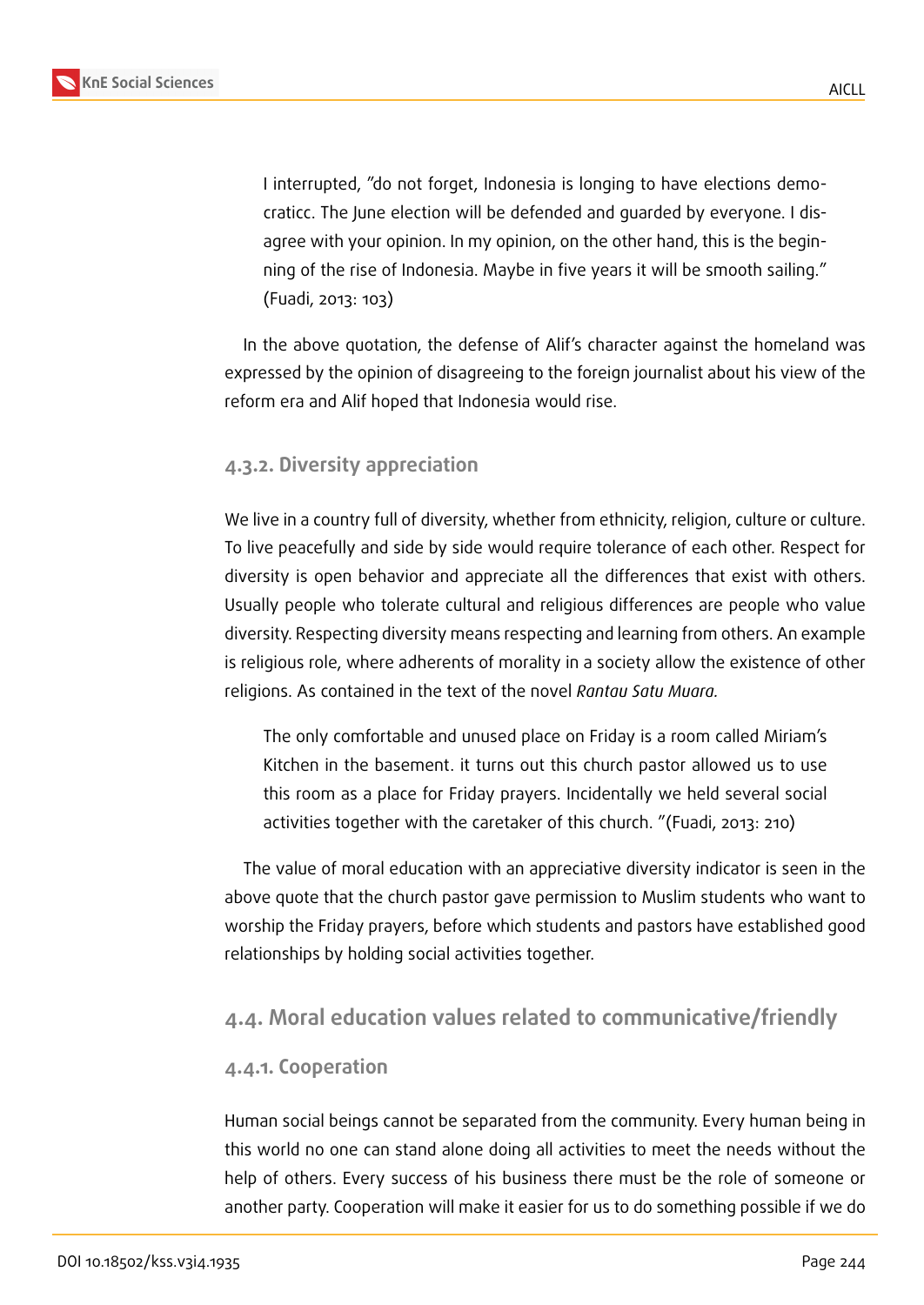> I interrupted, "do not forget, Indonesia is longing to have elections democraticc. The June election will be defended and guarded by everyone. I disagree with your opinion. In my opinion, on the other hand, this is the beginning of the rise of Indonesia. Maybe in five years it will be smooth sailing." (Fuadi, 2013: 103)

In the above quotation, the defense of Alif's character against the homeland was expressed by the opinion of disagreeing to the foreign journalist about his view of the reform era and Alif hoped that Indonesia would rise.

#### 4.3.2. Diversity appreciation

We live in a country full of diversity, whether from ethnicity, religion, culture or culture. To live peacefully and side by side would require tolerance of each other. Respect for diversity is open behavior and appreciate all the differences that exist with others. Usually people who tolerate cultural and religious differences are people who value diversity. Respecting diversity means respecting and learning from others. An example is religious role, where adherents of morality in a society allow the existence of other religions. As contained in the text of the novel *Rantau Satu Muara.*

> The only comfortable and unused place on Friday is a room called Miriam's Kitchen in the basement. it turns out this church pastor allowed us to use this room as a place for Friday prayers. Incidentally we held several social activities together with the caretaker of this church. "(Fuadi, 2013: 210)

The value of moral education with an appreciative diversity indicator is seen in the above quote that the church pastor gave permission to Muslim students who want to worship the Friday prayers, before which students and pastors have established good relationships by holding social activities together.

### 4.4. Moral education values related to communicative/friendly

#### 4.4.1. Cooperation

Human social beings cannot be separated from the community. Every human being in this world no one can stand alone doing all activities to meet the needs without the help of others. Every success of his business there must be the role of someone or another party. Cooperation will make it easier for us to do something possible if we do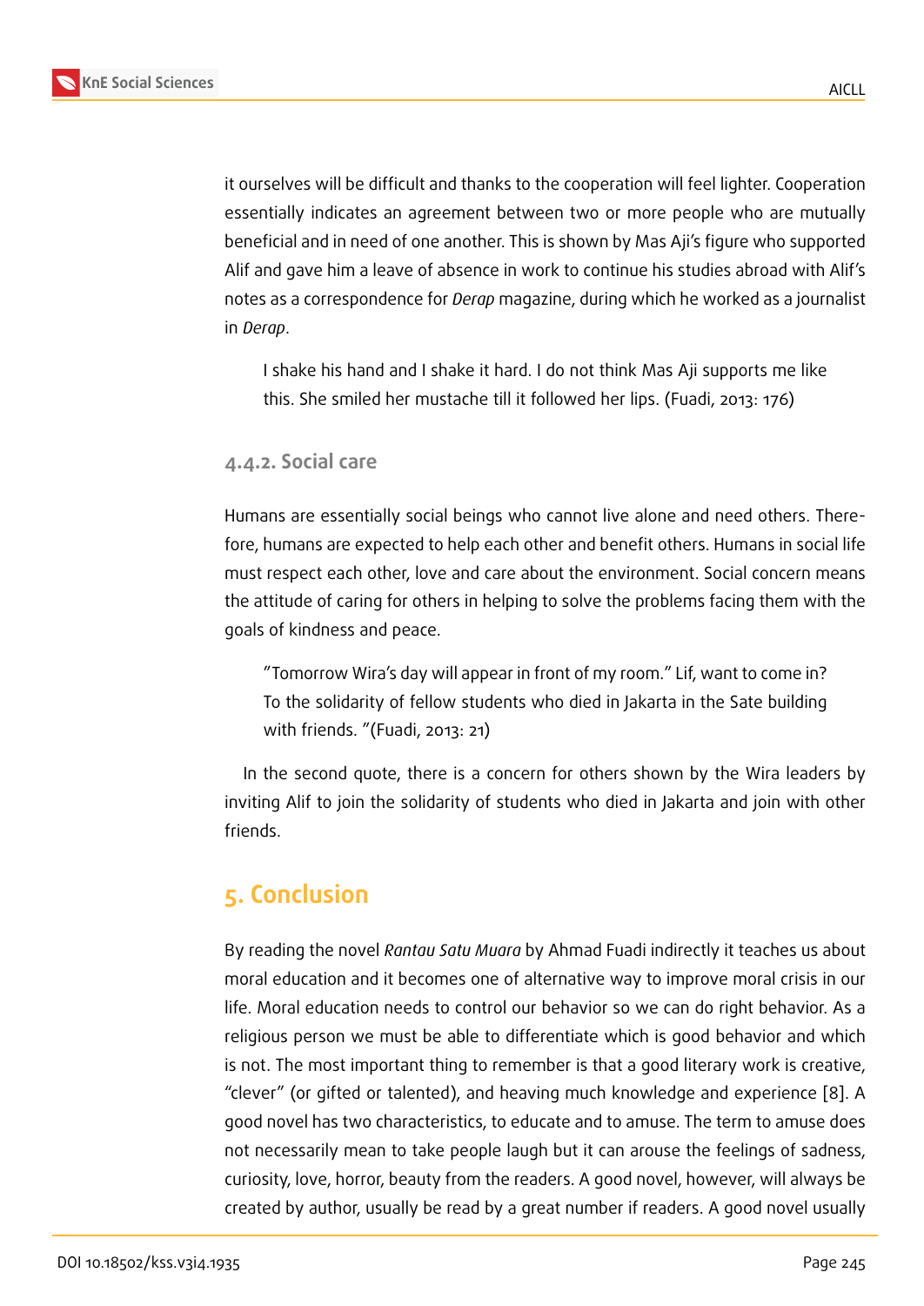it ourselves will be difficult and thanks to the cooperation will feel lighter. Cooperation essentially indicates an agreement between two or more people who are mutually beneficial and in need of one another. This is shown by Mas Aji's figure who supported Alif and gave him a leave of absence in work to continue his studies abroad with Alif's notes as a correspondence for *Derap* magazine, during which he worked as a journalist in *Derap*.

> I shake his hand and I shake it hard. I do not think Mas Aji supports me like this. She smiled her mustache till it followed her lips. (Fuadi, 2013: 176)

### 4.4.2. Social care

Humans are essentially social beings who cannot live alone and need others. Therefore, humans are expected to help each other and benefit others. Humans in social life must respect each other, love and care about the environment. Social concern means the attitude of caring for others in helping to solve the problems facing them with the goals of kindness and peace.

> "Tomorrow Wira's day will appear in front of my room." Lif, want to come in? To the solidarity of fellow students who died in Jakarta in the Sate building with friends. "(Fuadi, 2013: 21)

In the second quote, there is a concern for others shown by the Wira leaders by inviting Alif to join the solidarity of students who died in Jakarta and join with other friends.

## 5. Conclusion

By reading the novel *Rantau Satu Muara* by Ahmad Fuadi indirectly it teaches us about moral education and it becomes one of alternative way to improve moral crisis in our life. Moral education needs to control our behavior so we can do right behavior. As a religious person we must be able to differentiate which is good behavior and which is not. The most important thing to remember is that a good literary work is creative, "clever" (or gifted or talented), and heaving much knowledge and experience [8]. A good novel has two characteristics, to educate and to amuse. The term to amuse does not necessarily mean to take people laugh but it can arouse the feelings of sadness, curiosity, love, horror, beauty from the readers. A good novel, however, will always be created by author, usually be read by a great number if readers. A good novel usually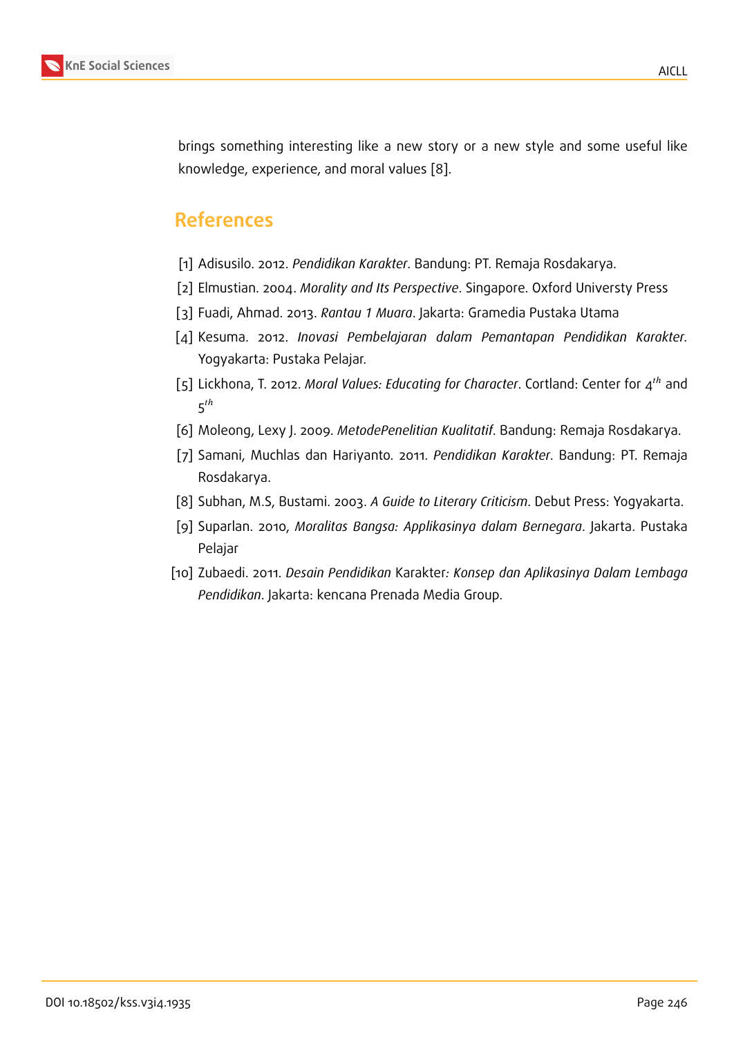brings something interesting like a new story or a new style and some useful like knowledge, experience, and moral values [8].

## References

[1] Adisusilo. 2012. *Pendidikan Karakter*. Bandung: PT. Remaja Rosdakarya.

[2] Elmustian. 2004. *Morality and Its Perspective*. Singapore. Oxford Universty Press

[3] Fuadi, Ahmad. 2013. *Rantau 1 Muara*. Jakarta: Gramedia Pustaka Utama

[4] Kesuma. 2012. *Inovasi Pembelajaran dalam Pemantapan Pendidikan Karakter*. Yogyakarta: Pustaka Pelajar.

[5] Lickhona, T. 2012. *Moral Values: Educating for Character*. Cortland: Center for $4^{th}$ and $5^{th}$

[6] Moleong, Lexy J. 2009. *MetodePenelitian Kualitatif*. Bandung: Remaja Rosdakarya.

[7] Samani, Muchlas dan Hariyanto. 2011. *Pendidikan Karakter*. Bandung: PT. Remaja Rosdakarya.

[8] Subhan, M.S, Bustami. 2003. *A Guide to Literary Criticism*. Debut Press: Yogyakarta.

[9] Suparlan. 2010, *Moralitas Bangsa: Applikasinya dalam Bernegara*. Jakarta. Pustaka Pelajar

[10] Zubaedi. 2011. *Desain Pendidikan* Karakter*: Konsep dan Aplikasinya Dalam Lembaga Pendidikan*. Jakarta: kencana Prenada Media Group.